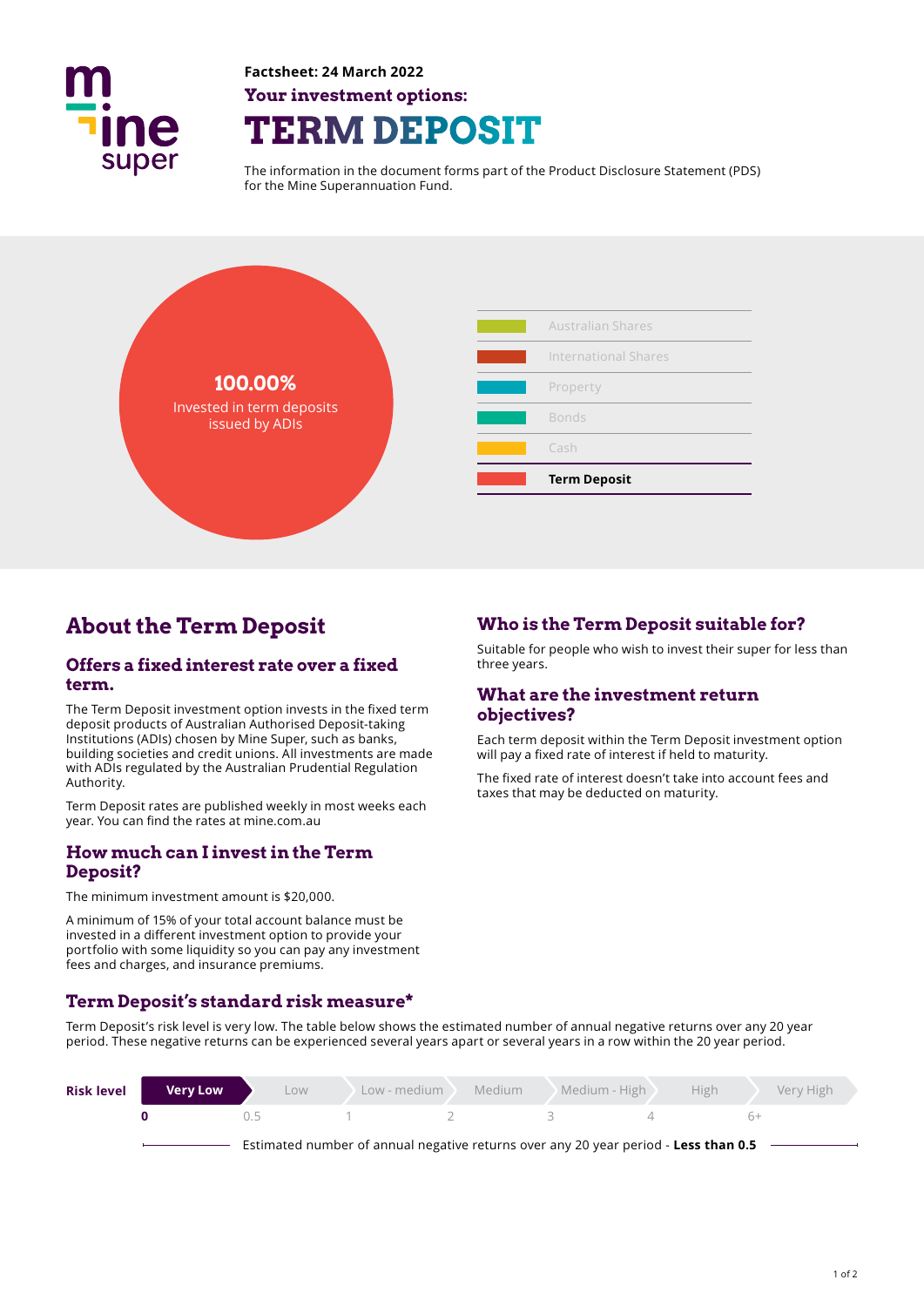Factsheet: 24 March 2022

**Your investment options:**

# TERM DEPOSIT

The information in the document forms part of the Product Disclosure Statement (PDS) for the Mine Superannuation Fund.

**100.00%**
Invested in term deposits issued by ADIs

- Australian Shares
- International Shares
- Property
- Bonds
- Cash
- **Term Deposit**

## About the Term Deposit

### Offers a fixed interest rate over a fixed term.

The Term Deposit investment option invests in the fixed term deposit products of Australian Authorised Deposit-taking Institutions (ADIs) chosen by Mine Super, such as banks, building societies and credit unions. All investments are made with ADIs regulated by the Australian Prudential Regulation Authority.

Term Deposit rates are published weekly in most weeks each year. You can find the rates at mine.com.au

### How much can I invest in the Term Deposit?

The minimum investment amount is $20,000.

A minimum of 15% of your total account balance must be invested in a different investment option to provide your portfolio with some liquidity so you can pay any investment fees and charges, and insurance premiums.

### Who is the Term Deposit suitable for?

Suitable for people who wish to invest their super for less than three years.

### What are the investment return objectives?

Each term deposit within the Term Deposit investment option will pay a fixed rate of interest if held to maturity.

The fixed rate of interest doesn't take into account fees and taxes that may be deducted on maturity.

### Term Deposit's standard risk measure*

Term Deposit's risk level is very low. The table below shows the estimated number of annual negative returns over any 20 year period. These negative returns can be experienced several years apart or several years in a row within the 20 year period.

| Risk level | **Very Low** | Low | Low - medium | Medium | Medium - High | High | Very High |
|---|---|---|---|---|---|---|---|
| | **0** | 0.5 | 1 | 2 | 3 | 4 | 6+ |

Estimated number of annual negative returns over any 20 year period - **Less than 0.5**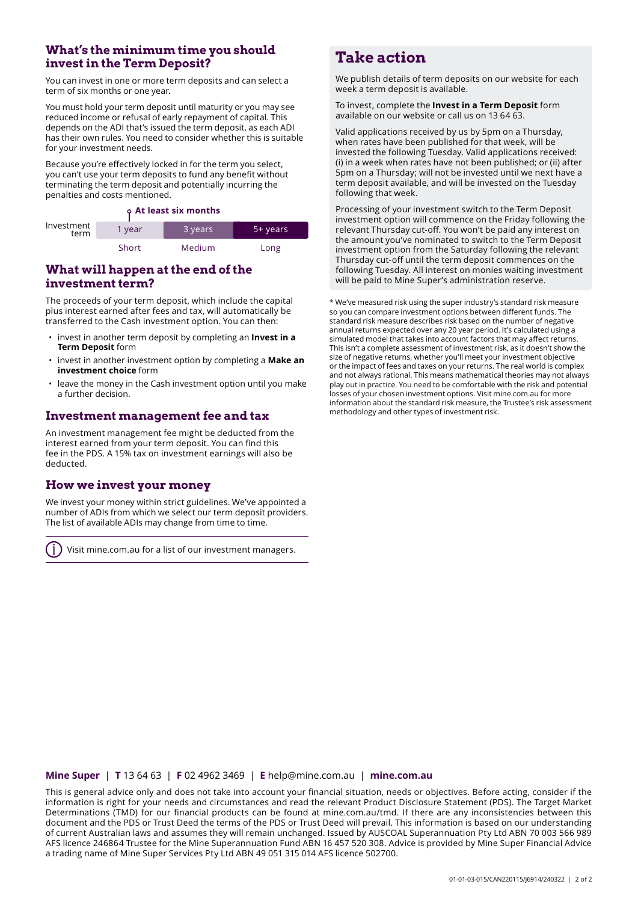## What's the minimum time you should invest in the Term Deposit?

You can invest in one or more term deposits and can select a term of six months or one year.

You must hold your term deposit until maturity or you may see reduced income or refusal of early repayment of capital. This depends on the ADI that's issued the term deposit, as each ADI has their own rules. You need to consider whether this is suitable for your investment needs.

Because you're effectively locked in for the term you select, you can't use your term deposits to fund any benefit without terminating the term deposit and potentially incurring the penalties and costs mentioned.

At least six months

Investment term

1 year
3 years
5+ years

Short
Medium
Long

## What will happen at the end of the investment term?

The proceeds of your term deposit, which include the capital plus interest earned after fees and tax, will automatically be transferred to the Cash investment option. You can then:

- invest in another term deposit by completing an **Invest in a Term Deposit** form
- invest in another investment option by completing a **Make an investment choice** form
- leave the money in the Cash investment option until you make a further decision.

## Investment management fee and tax

An investment management fee might be deducted from the interest earned from your term deposit. You can find this fee in the PDS. A 15% tax on investment earnings will also be deducted.

## How we invest your money

We invest your money within strict guidelines. We've appointed a number of ADIs from which we select our term deposit providers. The list of available ADIs may change from time to time.

Visit mine.com.au for a list of our investment managers.

# Take action

We publish details of term deposits on our website for each week a term deposit is available.

To invest, complete the **Invest in a Term Deposit** form available on our website or call us on 13 64 63.

Valid applications received by us by 5pm on a Thursday, when rates have been published for that week, will be invested the following Tuesday. Valid applications received: (i) in a week when rates have not been published; or (ii) after 5pm on a Thursday; will not be invested until we next have a term deposit available, and will be invested on the Tuesday following that week.

Processing of your investment switch to the Term Deposit investment option will commence on the Friday following the relevant Thursday cut-off. You won't be paid any interest on the amount you've nominated to switch to the Term Deposit investment option from the Saturday following the relevant Thursday cut-off until the term deposit commences on the following Tuesday. All interest on monies waiting investment will be paid to Mine Super's administration reserve.

* We've measured risk using the super industry's standard risk measure so you can compare investment options between different funds. The standard risk measure describes risk based on the number of negative annual returns expected over any 20 year period. It's calculated using a simulated model that takes into account factors that may affect returns. This isn't a complete assessment of investment risk, as it doesn't show the size of negative returns, whether you'll meet your investment objective or the impact of fees and taxes on your returns. The real world is complex and not always rational. This means mathematical theories may not always play out in practice. You need to be comfortable with the risk and potential losses of your chosen investment options. Visit mine.com.au for more information about the standard risk measure, the Trustee's risk assessment methodology and other types of investment risk.

**Mine Super** | **T** 13 64 63 | **F** 02 4962 3469 | **E** help@mine.com.au | **mine.com.au**

This is general advice only and does not take into account your financial situation, needs or objectives. Before acting, consider if the information is right for your needs and circumstances and read the relevant Product Disclosure Statement (PDS). The Target Market Determinations (TMD) for our financial products can be found at mine.com.au/tmd. If there are any inconsistencies between this document and the PDS or Trust Deed the terms of the PDS or Trust Deed will prevail. This information is based on our understanding of current Australian laws and assumes they will remain unchanged. Issued by AUSCOAL Superannuation Pty Ltd ABN 70 003 566 989 AFS licence 246864 Trustee for the Mine Superannuation Fund ABN 16 457 520 308. Advice is provided by Mine Super Financial Advice a trading name of Mine Super Services Pty Ltd ABN 49 051 315 014 AFS licence 502700.

01-01-03-015/CAN220115/J6914/240322